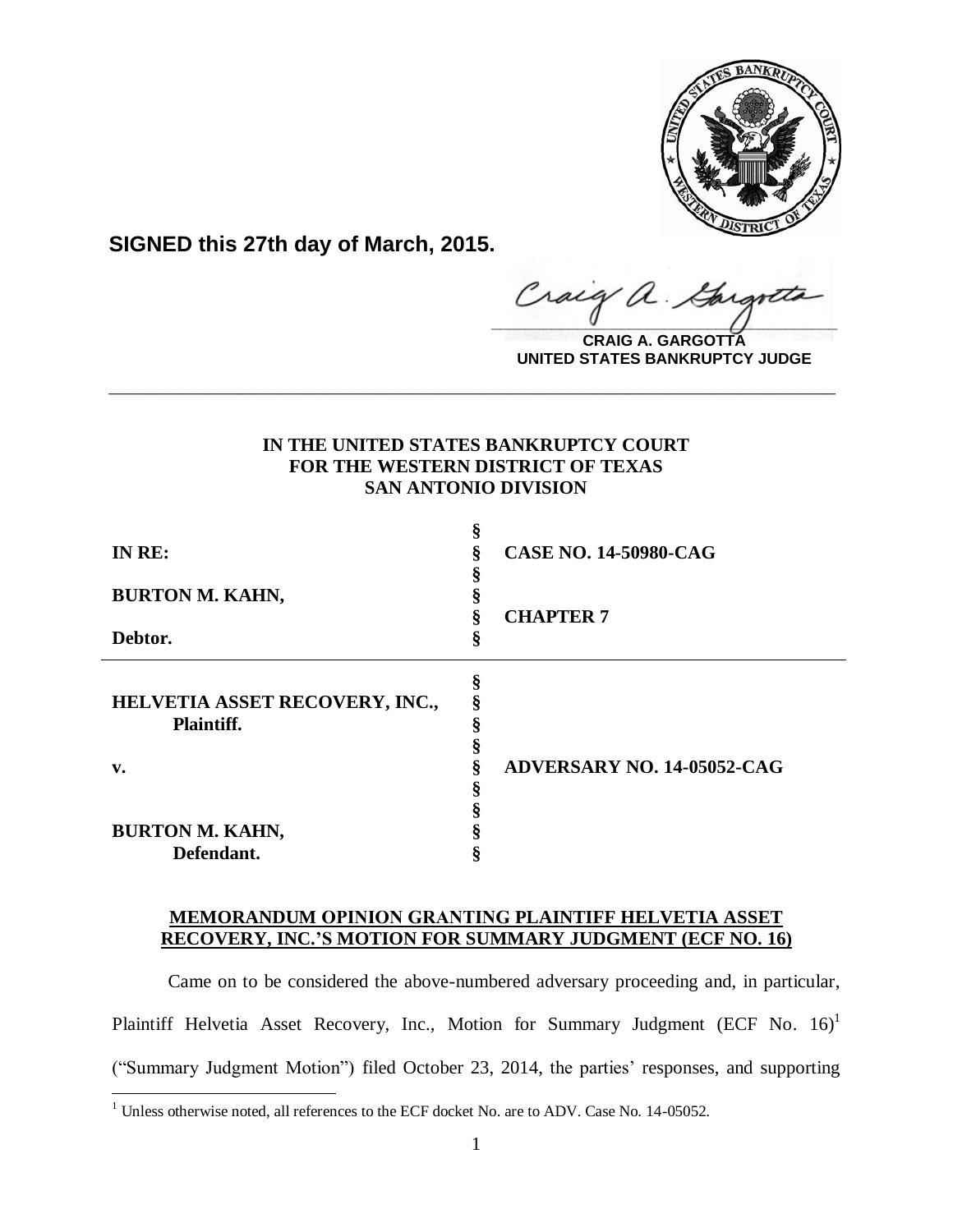**SIGNED this 27th day of March, 2015.**

**CRAIG A. GARGOTTA**
**UNITED STATES BANKRUPTCY JUDGE**

---

**IN THE UNITED STATES BANKRUPTCY COURT**
**FOR THE WESTERN DISTRICT OF TEXAS**
**SAN ANTONIO DIVISION**

| | | |
|---|---|---|
| **IN RE:** | § | **CASE NO. 14-50980-CAG** |
| **BURTON M. KAHN,** | § | **CHAPTER 7** |
| **Debtor.** | § | |

| | | |
|---|---|---|
| **HELVETIA ASSET RECOVERY, INC., Plaintiff.** | § | |
| **v.** | § | **ADVERSARY NO. 14-05052-CAG** |
| **BURTON M. KAHN, Defendant.** | § | |

**MEMORANDUM OPINION GRANTING PLAINTIFF HELVETIA ASSET RECOVERY, INC.'S MOTION FOR SUMMARY JUDGMENT (ECF NO. 16)**

Came on to be considered the above-numbered adversary proceeding and, in particular, Plaintiff Helvetia Asset Recovery, Inc., Motion for Summary Judgment (ECF No. 16)[1] ("Summary Judgment Motion") filed October 23, 2014, the parties' responses, and supporting

[1] Unless otherwise noted, all references to the ECF docket No. are to ADV. Case No. 14-05052.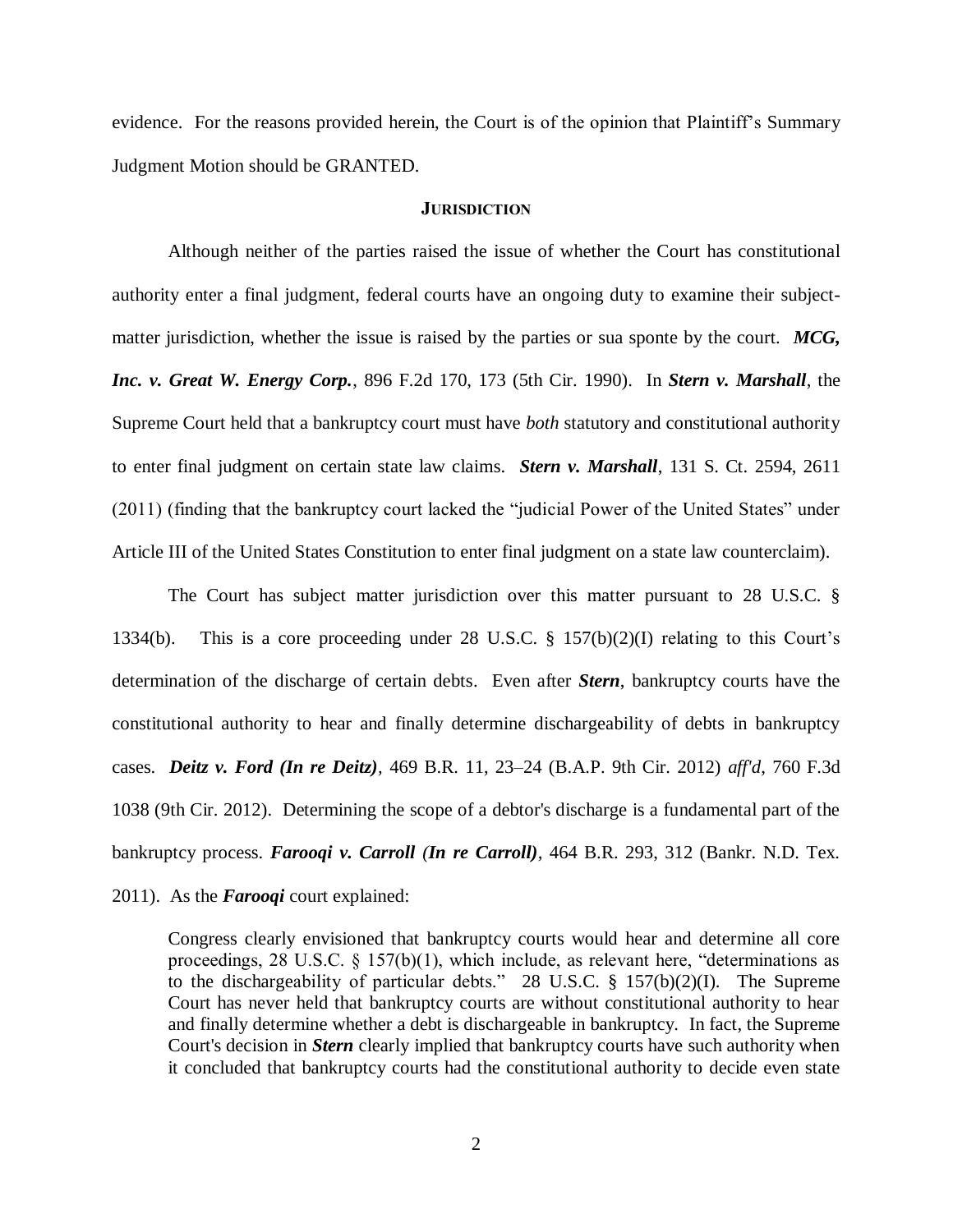evidence. For the reasons provided herein, the Court is of the opinion that Plaintiff's Summary Judgment Motion should be GRANTED.

## JURISDICTION

Although neither of the parties raised the issue of whether the Court has constitutional authority enter a final judgment, federal courts have an ongoing duty to examine their subject-matter jurisdiction, whether the issue is raised by the parties or sua sponte by the court. ***MCG, Inc. v. Great W. Energy Corp.***, 896 F.2d 170, 173 (5th Cir. 1990). In ***Stern v. Marshall***, the Supreme Court held that a bankruptcy court must have *both* statutory and constitutional authority to enter final judgment on certain state law claims. ***Stern v. Marshall***, 131 S. Ct. 2594, 2611 (2011) (finding that the bankruptcy court lacked the "judicial Power of the United States" under Article III of the United States Constitution to enter final judgment on a state law counterclaim).

The Court has subject matter jurisdiction over this matter pursuant to 28 U.S.C. § 1334(b). This is a core proceeding under 28 U.S.C. § 157(b)(2)(I) relating to this Court's determination of the discharge of certain debts. Even after ***Stern***, bankruptcy courts have the constitutional authority to hear and finally determine dischargeability of debts in bankruptcy cases. ***Deitz v. Ford (In re Deitz)***, 469 B.R. 11, 23–24 (B.A.P. 9th Cir. 2012) *aff'd*, 760 F.3d 1038 (9th Cir. 2012). Determining the scope of a debtor's discharge is a fundamental part of the bankruptcy process. ***Farooqi v. Carroll (In re Carroll)***, 464 B.R. 293, 312 (Bankr. N.D. Tex. 2011). As the ***Farooqi*** court explained:

> Congress clearly envisioned that bankruptcy courts would hear and determine all core proceedings, 28 U.S.C. § 157(b)(1), which include, as relevant here, "determinations as to the dischargeability of particular debts." 28 U.S.C. § 157(b)(2)(I). The Supreme Court has never held that bankruptcy courts are without constitutional authority to hear and finally determine whether a debt is dischargeable in bankruptcy. In fact, the Supreme Court's decision in ***Stern*** clearly implied that bankruptcy courts have such authority when it concluded that bankruptcy courts had the constitutional authority to decide even state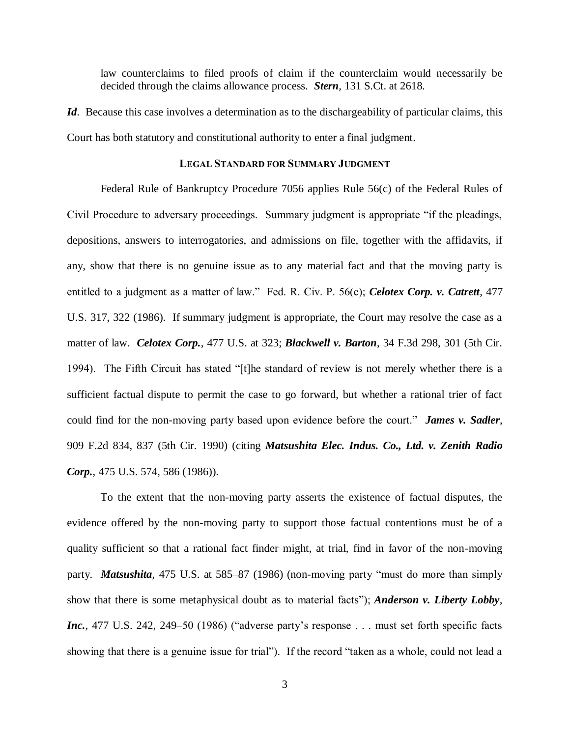law counterclaims to filed proofs of claim if the counterclaim would necessarily be decided through the claims allowance process. ***Stern***, 131 S.Ct. at 2618.

***Id***. Because this case involves a determination as to the dischargeability of particular claims, this Court has both statutory and constitutional authority to enter a final judgment.

## LEGAL STANDARD FOR SUMMARY JUDGMENT

Federal Rule of Bankruptcy Procedure 7056 applies Rule 56(c) of the Federal Rules of Civil Procedure to adversary proceedings. Summary judgment is appropriate "if the pleadings, depositions, answers to interrogatories, and admissions on file, together with the affidavits, if any, show that there is no genuine issue as to any material fact and that the moving party is entitled to a judgment as a matter of law." Fed. R. Civ. P. 56(c); ***Celotex Corp. v. Catrett***, 477 U.S. 317, 322 (1986). If summary judgment is appropriate, the Court may resolve the case as a matter of law. ***Celotex Corp.***, 477 U.S. at 323; ***Blackwell v. Barton***, 34 F.3d 298, 301 (5th Cir. 1994). The Fifth Circuit has stated "[t]he standard of review is not merely whether there is a sufficient factual dispute to permit the case to go forward, but whether a rational trier of fact could find for the non-moving party based upon evidence before the court." ***James v. Sadler***, 909 F.2d 834, 837 (5th Cir. 1990) (citing ***Matsushita Elec. Indus. Co., Ltd. v. Zenith Radio Corp.***, 475 U.S. 574, 586 (1986)).

To the extent that the non-moving party asserts the existence of factual disputes, the evidence offered by the non-moving party to support those factual contentions must be of a quality sufficient so that a rational fact finder might, at trial, find in favor of the non-moving party. ***Matsushita***, 475 U.S. at 585–87 (1986) (non-moving party "must do more than simply show that there is some metaphysical doubt as to material facts"); ***Anderson v. Liberty Lobby, Inc.***, 477 U.S. 242, 249–50 (1986) ("adverse party's response . . . must set forth specific facts showing that there is a genuine issue for trial"). If the record "taken as a whole, could not lead a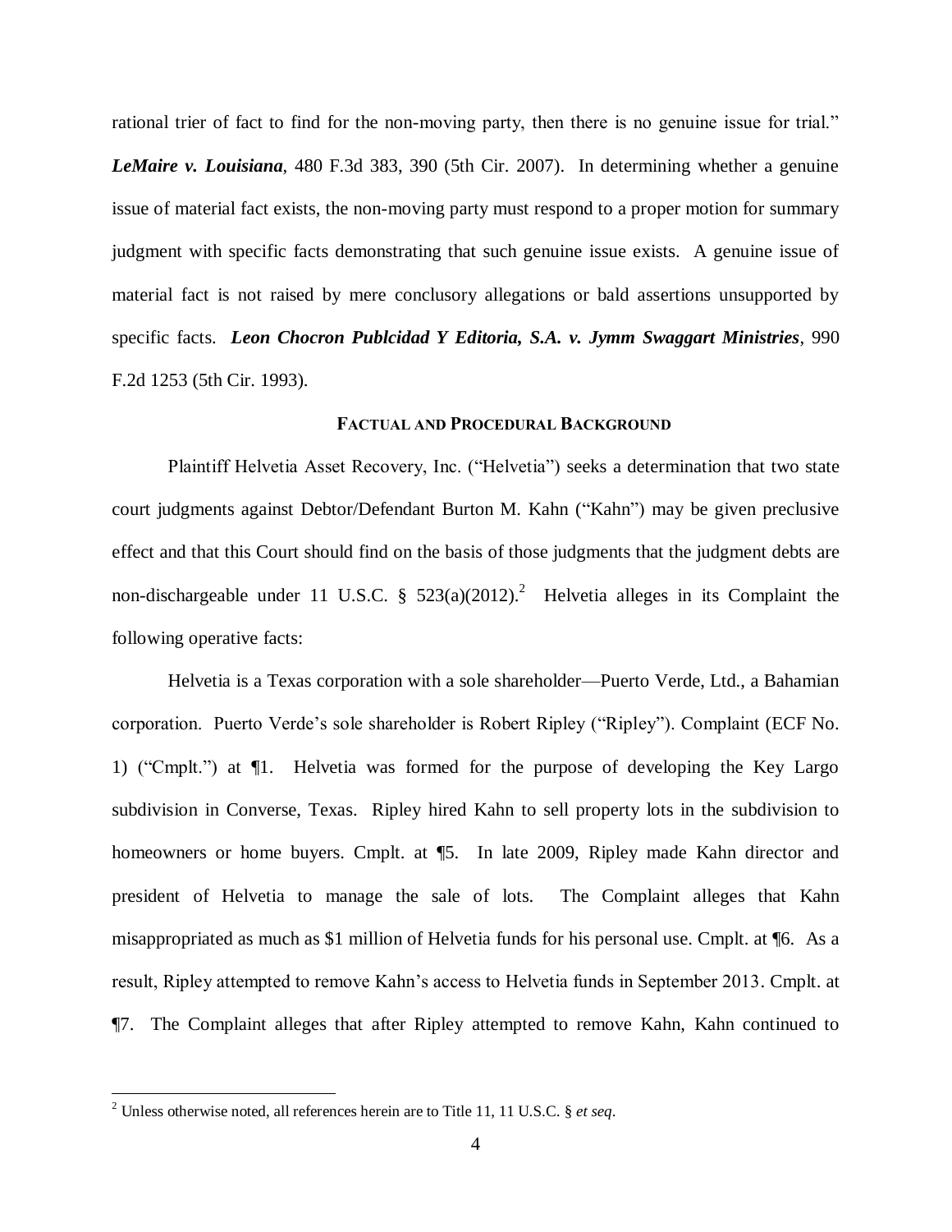rational trier of fact to find for the non-moving party, then there is no genuine issue for trial." ***LeMaire v. Louisiana***, 480 F.3d 383, 390 (5th Cir. 2007). In determining whether a genuine issue of material fact exists, the non-moving party must respond to a proper motion for summary judgment with specific facts demonstrating that such genuine issue exists. A genuine issue of material fact is not raised by mere conclusory allegations or bald assertions unsupported by specific facts. ***Leon Chocron Publcidad Y Editoria, S.A. v. Jymm Swaggart Ministries***, 990 F.2d 1253 (5th Cir. 1993).

## FACTUAL AND PROCEDURAL BACKGROUND

Plaintiff Helvetia Asset Recovery, Inc. ("Helvetia") seeks a determination that two state court judgments against Debtor/Defendant Burton M. Kahn ("Kahn") may be given preclusive effect and that this Court should find on the basis of those judgments that the judgment debts are non-dischargeable under 11 U.S.C. § 523(a)(2012).[2] Helvetia alleges in its Complaint the following operative facts:

Helvetia is a Texas corporation with a sole shareholder—Puerto Verde, Ltd., a Bahamian corporation. Puerto Verde's sole shareholder is Robert Ripley ("Ripley"). Complaint (ECF No. 1) ("Cmplt.") at ¶1. Helvetia was formed for the purpose of developing the Key Largo subdivision in Converse, Texas. Ripley hired Kahn to sell property lots in the subdivision to homeowners or home buyers. Cmplt. at ¶5. In late 2009, Ripley made Kahn director and president of Helvetia to manage the sale of lots. The Complaint alleges that Kahn misappropriated as much as $1 million of Helvetia funds for his personal use. Cmplt. at ¶6. As a result, Ripley attempted to remove Kahn's access to Helvetia funds in September 2013. Cmplt. at ¶7. The Complaint alleges that after Ripley attempted to remove Kahn, Kahn continued to

---

[2] Unless otherwise noted, all references herein are to Title 11, 11 U.S.C. § *et seq*.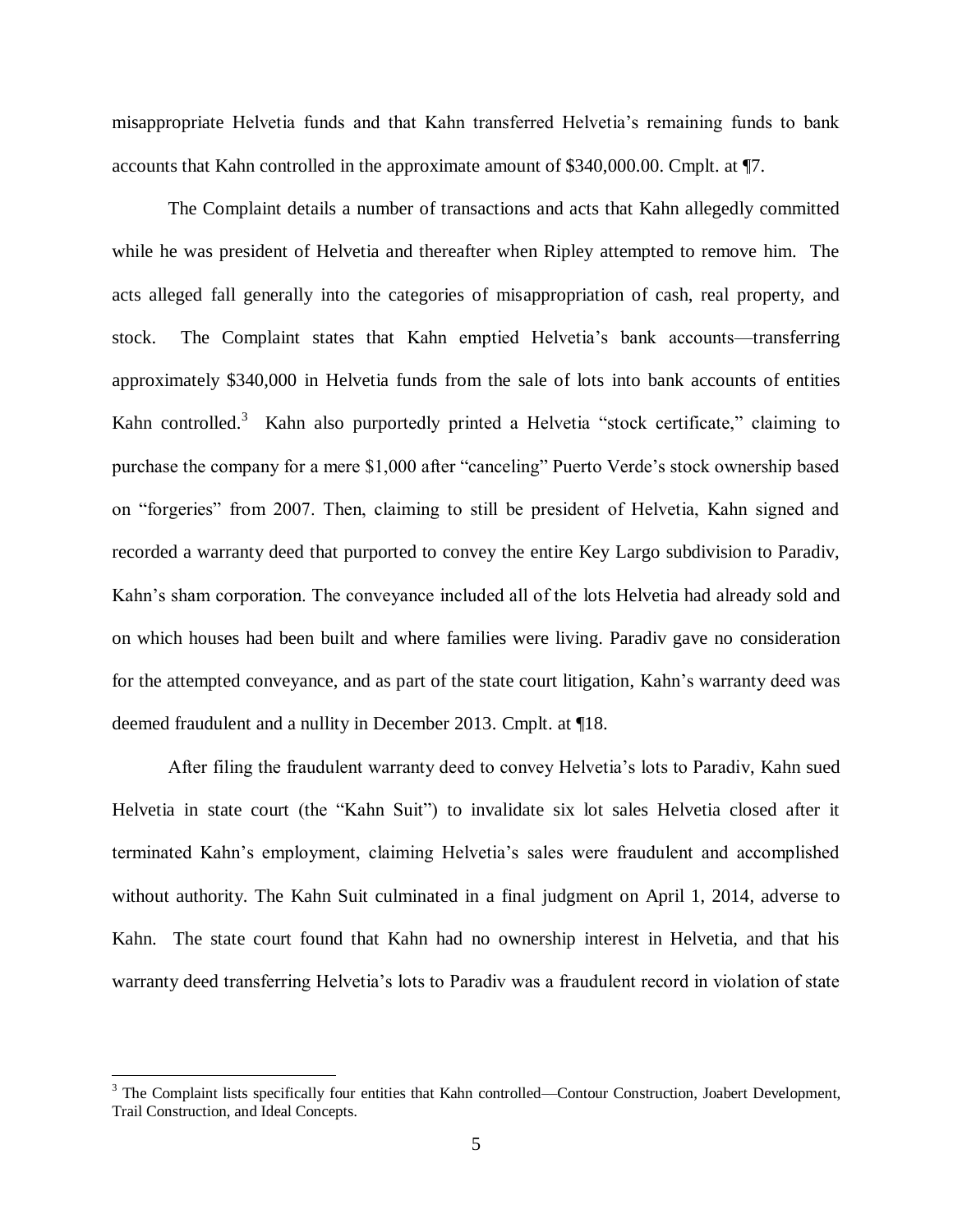misappropriate Helvetia funds and that Kahn transferred Helvetia's remaining funds to bank accounts that Kahn controlled in the approximate amount of $340,000.00. Cmplt. at ¶7.

The Complaint details a number of transactions and acts that Kahn allegedly committed while he was president of Helvetia and thereafter when Ripley attempted to remove him. The acts alleged fall generally into the categories of misappropriation of cash, real property, and stock. The Complaint states that Kahn emptied Helvetia's bank accounts—transferring approximately $340,000 in Helvetia funds from the sale of lots into bank accounts of entities Kahn controlled.[3] Kahn also purportedly printed a Helvetia "stock certificate," claiming to purchase the company for a mere $1,000 after "canceling" Puerto Verde's stock ownership based on "forgeries" from 2007. Then, claiming to still be president of Helvetia, Kahn signed and recorded a warranty deed that purported to convey the entire Key Largo subdivision to Paradiv, Kahn's sham corporation. The conveyance included all of the lots Helvetia had already sold and on which houses had been built and where families were living. Paradiv gave no consideration for the attempted conveyance, and as part of the state court litigation, Kahn's warranty deed was deemed fraudulent and a nullity in December 2013. Cmplt. at ¶18.

After filing the fraudulent warranty deed to convey Helvetia's lots to Paradiv, Kahn sued Helvetia in state court (the "Kahn Suit") to invalidate six lot sales Helvetia closed after it terminated Kahn's employment, claiming Helvetia's sales were fraudulent and accomplished without authority. The Kahn Suit culminated in a final judgment on April 1, 2014, adverse to Kahn. The state court found that Kahn had no ownership interest in Helvetia, and that his warranty deed transferring Helvetia's lots to Paradiv was a fraudulent record in violation of state

[3] The Complaint lists specifically four entities that Kahn controlled—Contour Construction, Joabert Development, Trail Construction, and Ideal Concepts.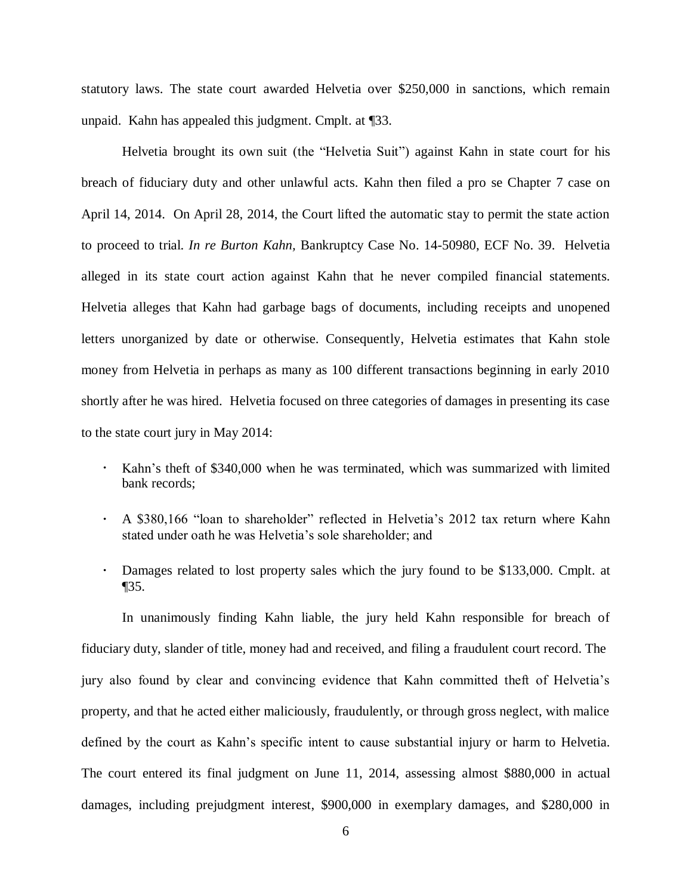statutory laws. The state court awarded Helvetia over $250,000 in sanctions, which remain unpaid. Kahn has appealed this judgment. Cmplt. at ¶33.

Helvetia brought its own suit (the "Helvetia Suit") against Kahn in state court for his breach of fiduciary duty and other unlawful acts. Kahn then filed a pro se Chapter 7 case on April 14, 2014. On April 28, 2014, the Court lifted the automatic stay to permit the state action to proceed to trial. *In re Burton Kahn*, Bankruptcy Case No. 14-50980, ECF No. 39. Helvetia alleged in its state court action against Kahn that he never compiled financial statements. Helvetia alleges that Kahn had garbage bags of documents, including receipts and unopened letters unorganized by date or otherwise. Consequently, Helvetia estimates that Kahn stole money from Helvetia in perhaps as many as 100 different transactions beginning in early 2010 shortly after he was hired. Helvetia focused on three categories of damages in presenting its case to the state court jury in May 2014:

- Kahn's theft of $340,000 when he was terminated, which was summarized with limited bank records;
- A $380,166 "loan to shareholder" reflected in Helvetia's 2012 tax return where Kahn stated under oath he was Helvetia's sole shareholder; and
- Damages related to lost property sales which the jury found to be $133,000. Cmplt. at ¶35.

In unanimously finding Kahn liable, the jury held Kahn responsible for breach of fiduciary duty, slander of title, money had and received, and filing a fraudulent court record. The jury also found by clear and convincing evidence that Kahn committed theft of Helvetia's property, and that he acted either maliciously, fraudulently, or through gross neglect, with malice defined by the court as Kahn's specific intent to cause substantial injury or harm to Helvetia. The court entered its final judgment on June 11, 2014, assessing almost $880,000 in actual damages, including prejudgment interest, $900,000 in exemplary damages, and $280,000 in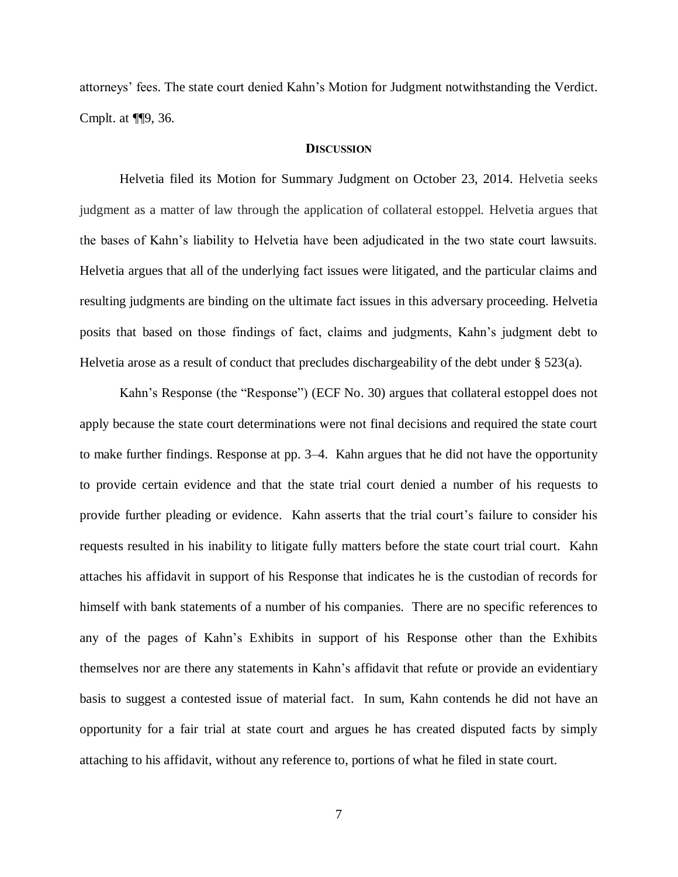attorneys' fees. The state court denied Kahn's Motion for Judgment notwithstanding the Verdict. Cmplt. at ¶¶9, 36.

## DISCUSSION

Helvetia filed its Motion for Summary Judgment on October 23, 2014. Helvetia seeks judgment as a matter of law through the application of collateral estoppel. Helvetia argues that the bases of Kahn's liability to Helvetia have been adjudicated in the two state court lawsuits. Helvetia argues that all of the underlying fact issues were litigated, and the particular claims and resulting judgments are binding on the ultimate fact issues in this adversary proceeding. Helvetia posits that based on those findings of fact, claims and judgments, Kahn's judgment debt to Helvetia arose as a result of conduct that precludes dischargeability of the debt under § 523(a).

Kahn's Response (the "Response") (ECF No. 30) argues that collateral estoppel does not apply because the state court determinations were not final decisions and required the state court to make further findings. Response at pp. 3–4. Kahn argues that he did not have the opportunity to provide certain evidence and that the state trial court denied a number of his requests to provide further pleading or evidence. Kahn asserts that the trial court's failure to consider his requests resulted in his inability to litigate fully matters before the state court trial court. Kahn attaches his affidavit in support of his Response that indicates he is the custodian of records for himself with bank statements of a number of his companies. There are no specific references to any of the pages of Kahn's Exhibits in support of his Response other than the Exhibits themselves nor are there any statements in Kahn's affidavit that refute or provide an evidentiary basis to suggest a contested issue of material fact. In sum, Kahn contends he did not have an opportunity for a fair trial at state court and argues he has created disputed facts by simply attaching to his affidavit, without any reference to, portions of what he filed in state court.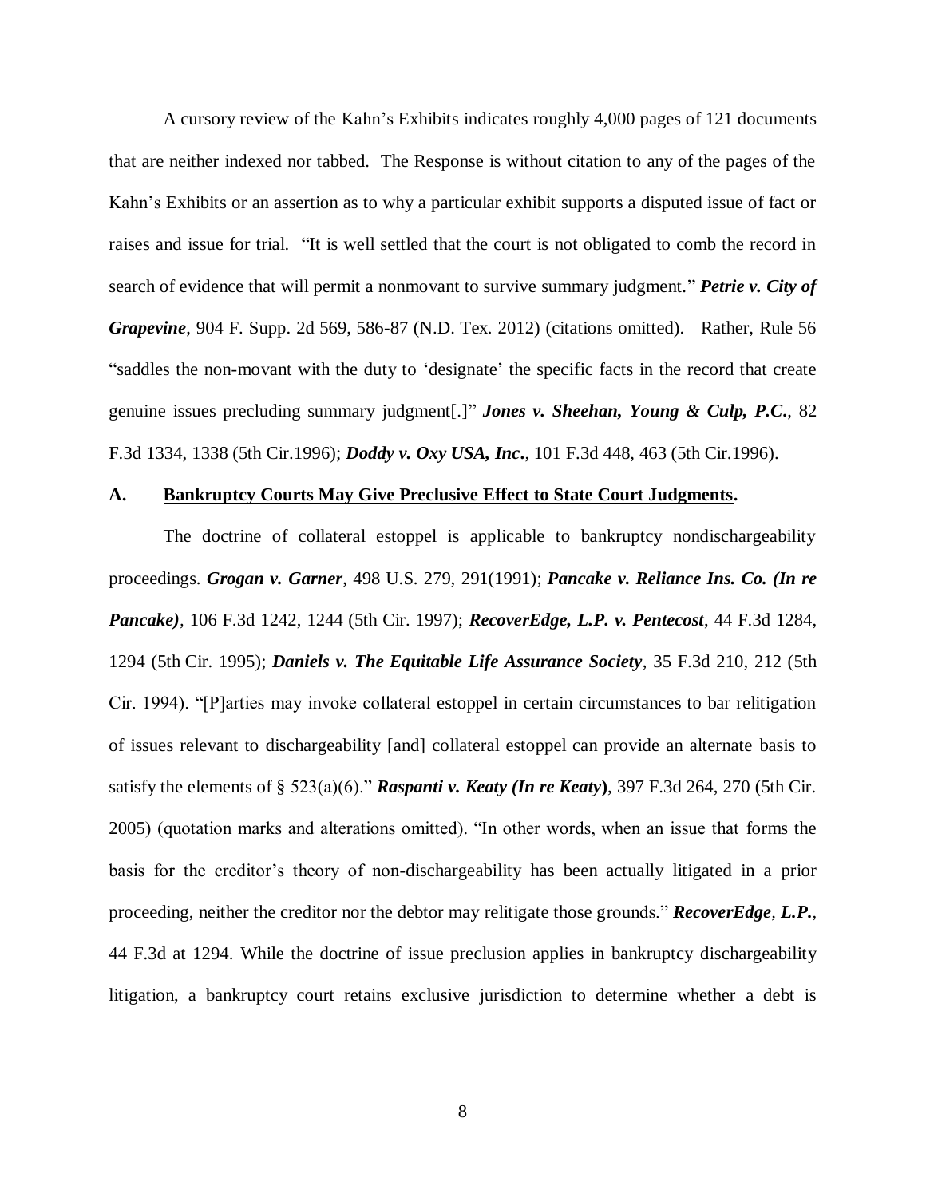A cursory review of the Kahn's Exhibits indicates roughly 4,000 pages of 121 documents that are neither indexed nor tabbed. The Response is without citation to any of the pages of the Kahn's Exhibits or an assertion as to why a particular exhibit supports a disputed issue of fact or raises and issue for trial. "It is well settled that the court is not obligated to comb the record in search of evidence that will permit a nonmovant to survive summary judgment." ***Petrie v. City of Grapevine***, 904 F. Supp. 2d 569, 586-87 (N.D. Tex. 2012) (citations omitted). Rather, Rule 56 "saddles the non-movant with the duty to 'designate' the specific facts in the record that create genuine issues precluding summary judgment[.]" ***Jones v. Sheehan, Young & Culp, P.C.***, 82 F.3d 1334, 1338 (5th Cir.1996); ***Doddy v. Oxy USA, Inc.***, 101 F.3d 448, 463 (5th Cir.1996).

**A. Bankruptcy Courts May Give Preclusive Effect to State Court Judgments.**

The doctrine of collateral estoppel is applicable to bankruptcy nondischargeability proceedings. ***Grogan v. Garner***, 498 U.S. 279, 291(1991); ***Pancake v. Reliance Ins. Co. (In re Pancake)***, 106 F.3d 1242, 1244 (5th Cir. 1997); ***RecoverEdge, L.P. v. Pentecost***, 44 F.3d 1284, 1294 (5th Cir. 1995); ***Daniels v. The Equitable Life Assurance Society***, 35 F.3d 210, 212 (5th Cir. 1994). "[P]arties may invoke collateral estoppel in certain circumstances to bar relitigation of issues relevant to dischargeability [and] collateral estoppel can provide an alternate basis to satisfy the elements of § 523(a)(6)." ***Raspanti v. Keaty (In re Keaty)***, 397 F.3d 264, 270 (5th Cir. 2005) (quotation marks and alterations omitted). "In other words, when an issue that forms the basis for the creditor's theory of non-dischargeability has been actually litigated in a prior proceeding, neither the creditor nor the debtor may relitigate those grounds." ***RecoverEdge, L.P.***, 44 F.3d at 1294. While the doctrine of issue preclusion applies in bankruptcy dischargeability litigation, a bankruptcy court retains exclusive jurisdiction to determine whether a debt is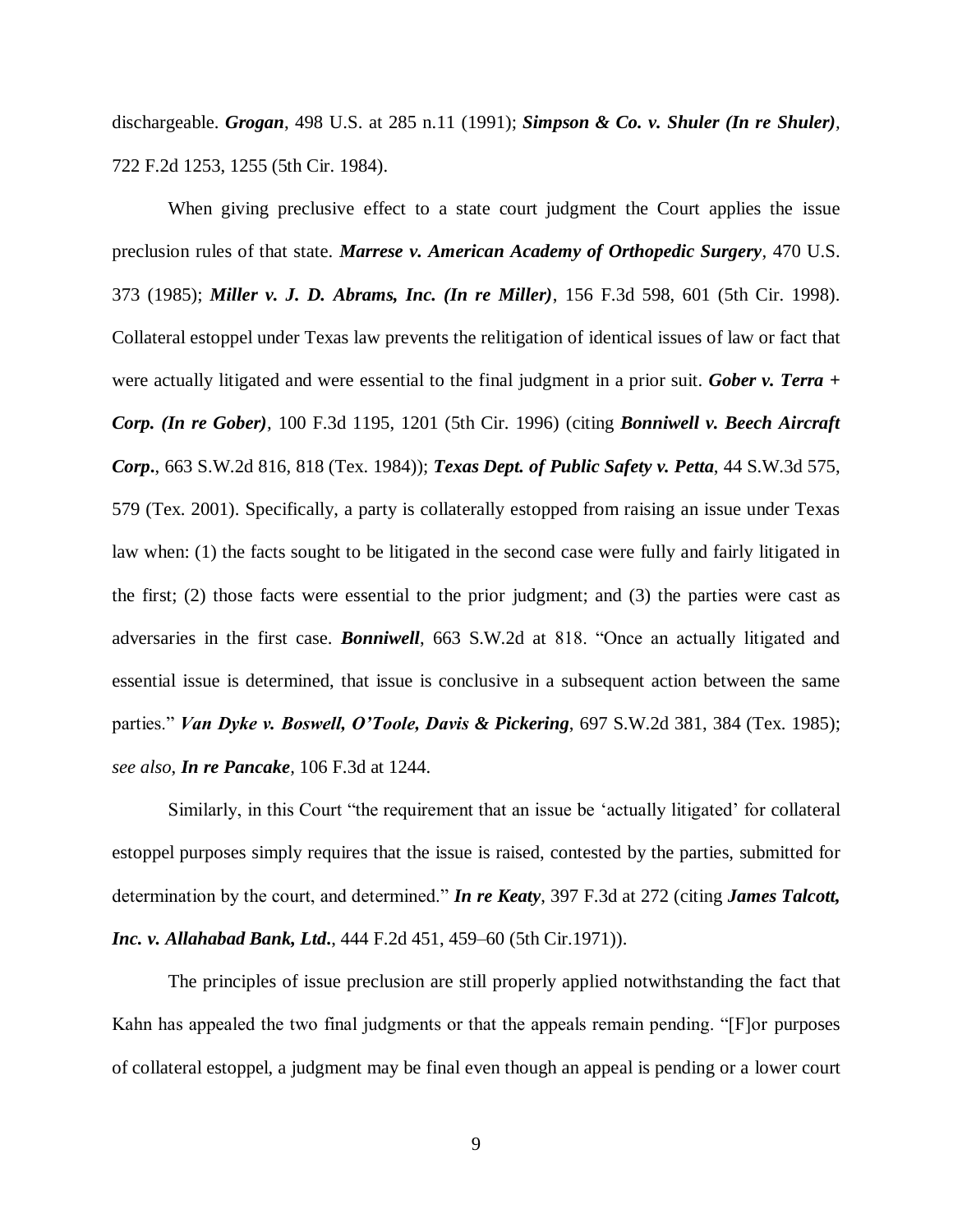dischargeable. ***Grogan***, 498 U.S. at 285 n.11 (1991); ***Simpson & Co. v. Shuler (In re Shuler)***, 722 F.2d 1253, 1255 (5th Cir. 1984).

When giving preclusive effect to a state court judgment the Court applies the issue preclusion rules of that state. ***Marrese v. American Academy of Orthopedic Surgery***, 470 U.S. 373 (1985); ***Miller v. J. D. Abrams, Inc. (In re Miller)***, 156 F.3d 598, 601 (5th Cir. 1998). Collateral estoppel under Texas law prevents the relitigation of identical issues of law or fact that were actually litigated and were essential to the final judgment in a prior suit. ***Gober v. Terra + Corp. (In re Gober)***, 100 F.3d 1195, 1201 (5th Cir. 1996) (citing ***Bonniwell v. Beech Aircraft Corp.***, 663 S.W.2d 816, 818 (Tex. 1984)); ***Texas Dept. of Public Safety v. Petta***, 44 S.W.3d 575, 579 (Tex. 2001). Specifically, a party is collaterally estopped from raising an issue under Texas law when: (1) the facts sought to be litigated in the second case were fully and fairly litigated in the first; (2) those facts were essential to the prior judgment; and (3) the parties were cast as adversaries in the first case. ***Bonniwell***, 663 S.W.2d at 818. "Once an actually litigated and essential issue is determined, that issue is conclusive in a subsequent action between the same parties." ***Van Dyke v. Boswell, O'Toole, Davis & Pickering***, 697 S.W.2d 381, 384 (Tex. 1985); *see also*, ***In re Pancake***, 106 F.3d at 1244.

Similarly, in this Court "the requirement that an issue be 'actually litigated' for collateral estoppel purposes simply requires that the issue is raised, contested by the parties, submitted for determination by the court, and determined." ***In re Keaty***, 397 F.3d at 272 (citing ***James Talcott, Inc. v. Allahabad Bank, Ltd.***, 444 F.2d 451, 459–60 (5th Cir.1971)).

The principles of issue preclusion are still properly applied notwithstanding the fact that Kahn has appealed the two final judgments or that the appeals remain pending. "[F]or purposes of collateral estoppel, a judgment may be final even though an appeal is pending or a lower court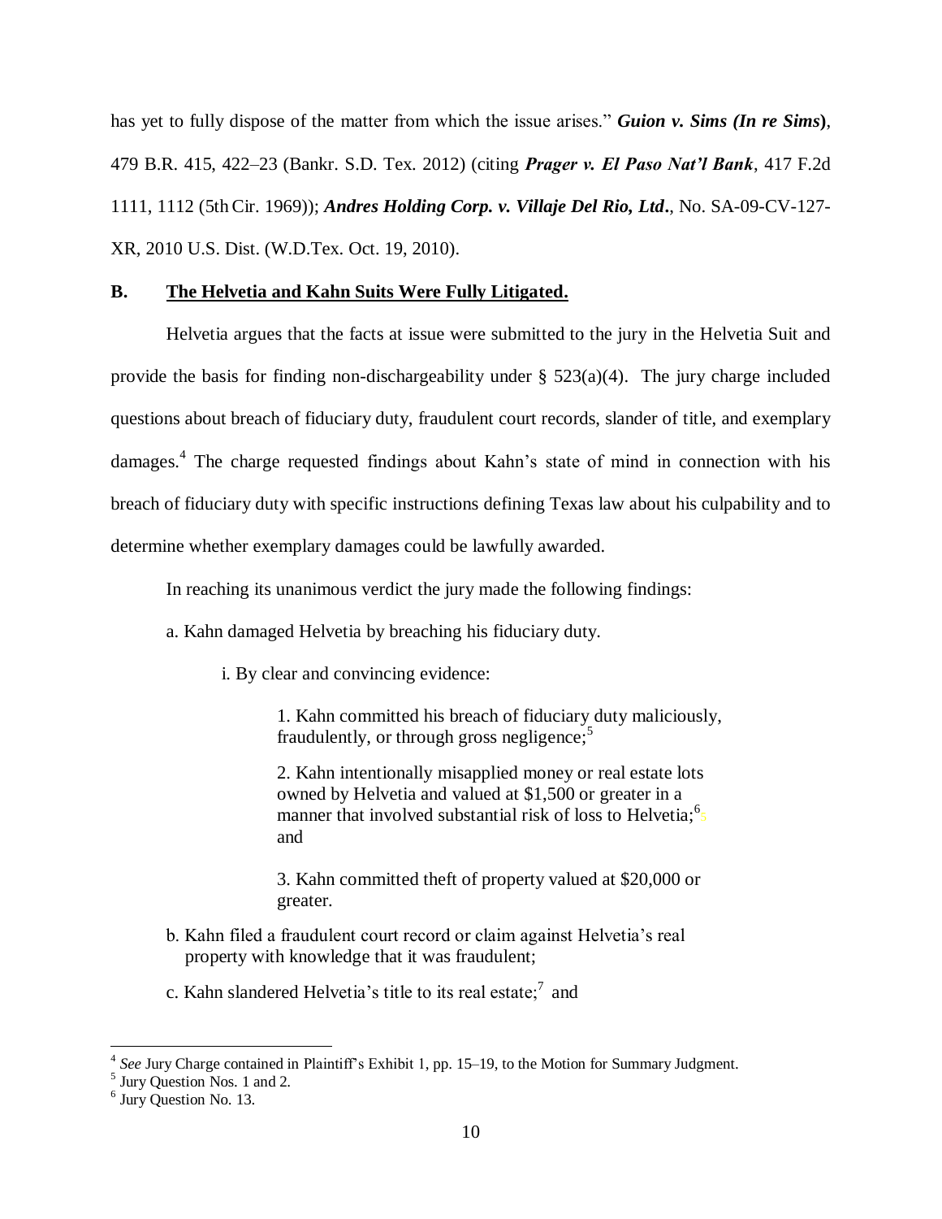has yet to fully dispose of the matter from which the issue arises." ***Guion v. Sims (In re Sims)***, 479 B.R. 415, 422–23 (Bankr. S.D. Tex. 2012) (citing ***Prager v. El Paso Nat'l Bank***, 417 F.2d 1111, 1112 (5th Cir. 1969)); ***Andres Holding Corp. v. Villaje Del Rio, Ltd.***, No. SA-09-CV-127-XR, 2010 U.S. Dist. (W.D.Tex. Oct. 19, 2010).

## B. <u>The Helvetia and Kahn Suits Were Fully Litigated.</u>

Helvetia argues that the facts at issue were submitted to the jury in the Helvetia Suit and provide the basis for finding non-dischargeability under § 523(a)(4). The jury charge included questions about breach of fiduciary duty, fraudulent court records, slander of title, and exemplary damages.[4] The charge requested findings about Kahn's state of mind in connection with his breach of fiduciary duty with specific instructions defining Texas law about his culpability and to determine whether exemplary damages could be lawfully awarded.

In reaching its unanimous verdict the jury made the following findings:

a. Kahn damaged Helvetia by breaching his fiduciary duty.

  i. By clear and convincing evidence:

    1. Kahn committed his breach of fiduciary duty maliciously, fraudulently, or through gross negligence;[5]

    2. Kahn intentionally misapplied money or real estate lots owned by Helvetia and valued at $1,500 or greater in a manner that involved substantial risk of loss to Helvetia;[6]; and

    3. Kahn committed theft of property valued at $20,000 or greater.

b. Kahn filed a fraudulent court record or claim against Helvetia's real property with knowledge that it was fraudulent;

c. Kahn slandered Helvetia's title to its real estate;[7] and

---

[4] *See* Jury Charge contained in Plaintiff's Exhibit 1, pp. 15–19, to the Motion for Summary Judgment.

[5] Jury Question Nos. 1 and 2.

[6] Jury Question No. 13.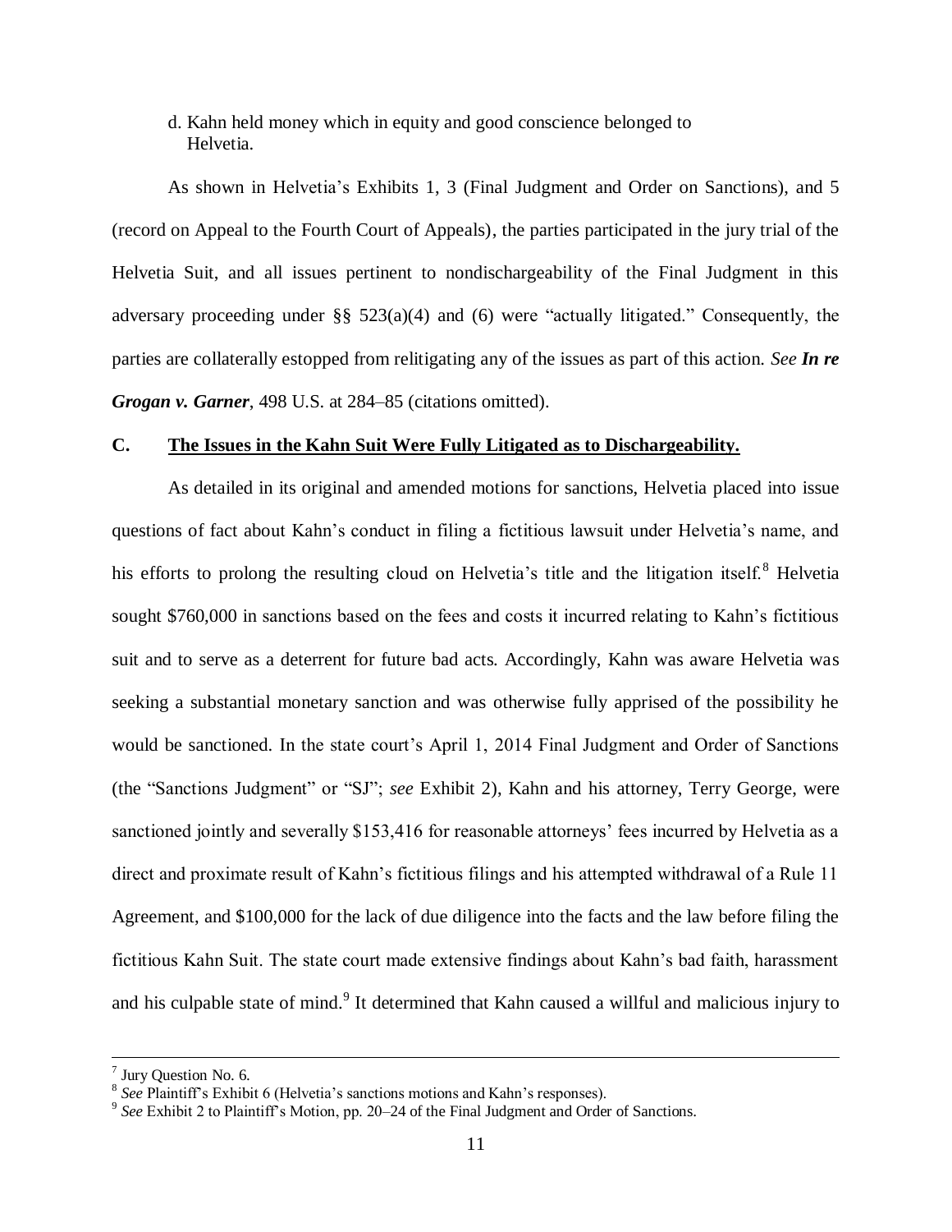d. Kahn held money which in equity and good conscience belonged to Helvetia.

As shown in Helvetia's Exhibits 1, 3 (Final Judgment and Order on Sanctions), and 5 (record on Appeal to the Fourth Court of Appeals), the parties participated in the jury trial of the Helvetia Suit, and all issues pertinent to nondischargeability of the Final Judgment in this adversary proceeding under §§ 523(a)(4) and (6) were "actually litigated." Consequently, the parties are collaterally estopped from relitigating any of the issues as part of this action. *See* ***In re Grogan v. Garner***, 498 U.S. at 284–85 (citations omitted).

## C. The Issues in the Kahn Suit Were Fully Litigated as to Dischargeability.

As detailed in its original and amended motions for sanctions, Helvetia placed into issue questions of fact about Kahn's conduct in filing a fictitious lawsuit under Helvetia's name, and his efforts to prolong the resulting cloud on Helvetia's title and the litigation itself.[8] Helvetia sought $760,000 in sanctions based on the fees and costs it incurred relating to Kahn's fictitious suit and to serve as a deterrent for future bad acts. Accordingly, Kahn was aware Helvetia was seeking a substantial monetary sanction and was otherwise fully apprised of the possibility he would be sanctioned. In the state court's April 1, 2014 Final Judgment and Order of Sanctions (the "Sanctions Judgment" or "SJ"; *see* Exhibit 2), Kahn and his attorney, Terry George, were sanctioned jointly and severally $153,416 for reasonable attorneys' fees incurred by Helvetia as a direct and proximate result of Kahn's fictitious filings and his attempted withdrawal of a Rule 11 Agreement, and $100,000 for the lack of due diligence into the facts and the law before filing the fictitious Kahn Suit. The state court made extensive findings about Kahn's bad faith, harassment and his culpable state of mind.[9] It determined that Kahn caused a willful and malicious injury to

---

[7] Jury Question No. 6.

[8] *See* Plaintiff's Exhibit 6 (Helvetia's sanctions motions and Kahn's responses).

[9] *See* Exhibit 2 to Plaintiff's Motion, pp. 20–24 of the Final Judgment and Order of Sanctions.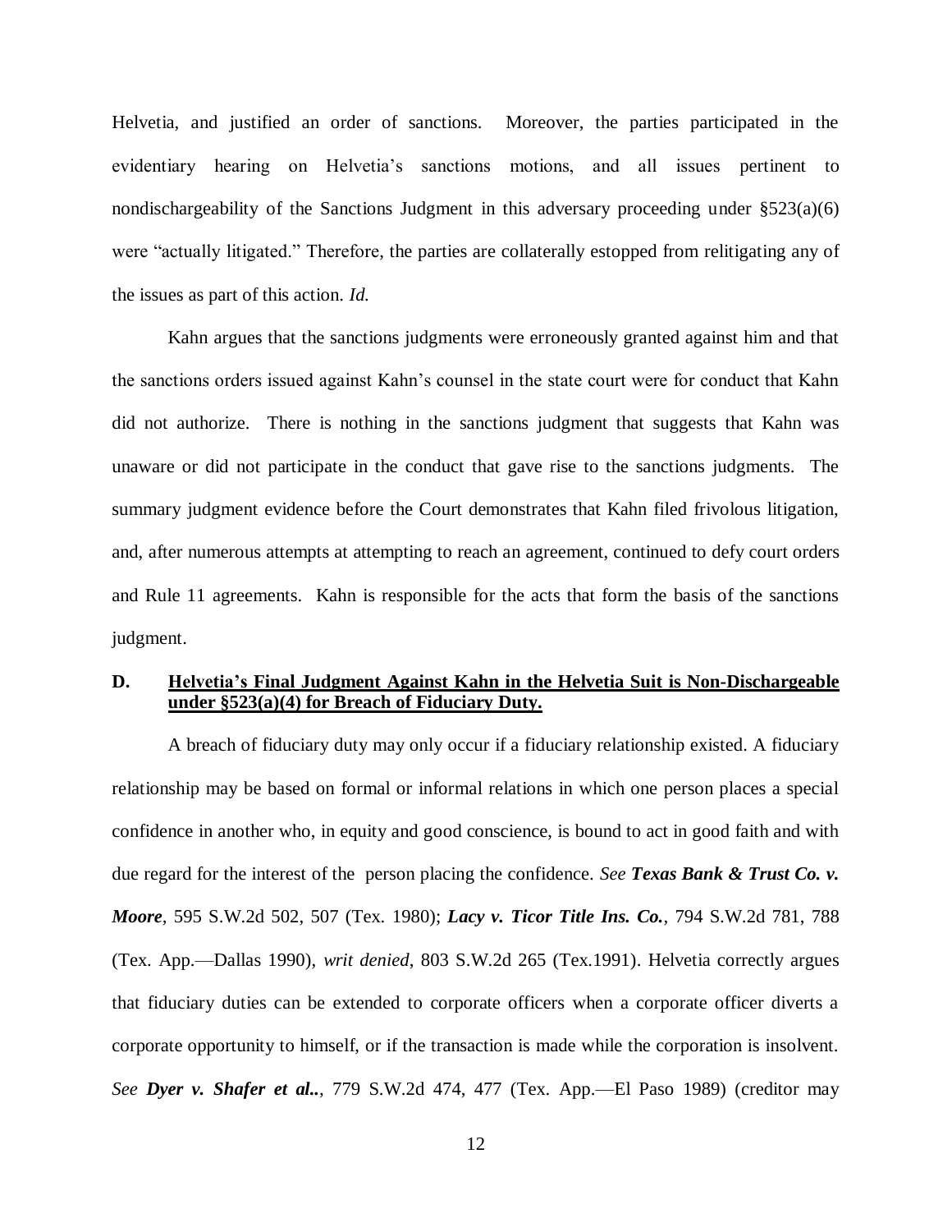Helvetia, and justified an order of sanctions. Moreover, the parties participated in the evidentiary hearing on Helvetia's sanctions motions, and all issues pertinent to nondischargeability of the Sanctions Judgment in this adversary proceeding under §523(a)(6) were "actually litigated." Therefore, the parties are collaterally estopped from relitigating any of the issues as part of this action. *Id.*

Kahn argues that the sanctions judgments were erroneously granted against him and that the sanctions orders issued against Kahn's counsel in the state court were for conduct that Kahn did not authorize. There is nothing in the sanctions judgment that suggests that Kahn was unaware or did not participate in the conduct that gave rise to the sanctions judgments. The summary judgment evidence before the Court demonstrates that Kahn filed frivolous litigation, and, after numerous attempts at attempting to reach an agreement, continued to defy court orders and Rule 11 agreements. Kahn is responsible for the acts that form the basis of the sanctions judgment.

### D. Helvetia's Final Judgment Against Kahn in the Helvetia Suit is Non-Dischargeable under §523(a)(4) for Breach of Fiduciary Duty.

A breach of fiduciary duty may only occur if a fiduciary relationship existed. A fiduciary relationship may be based on formal or informal relations in which one person places a special confidence in another who, in equity and good conscience, is bound to act in good faith and with due regard for the interest of the person placing the confidence. *See **Texas Bank & Trust Co. v. Moore***, 595 S.W.2d 502, 507 (Tex. 1980); ***Lacy v. Ticor Title Ins. Co.***, 794 S.W.2d 781, 788 (Tex. App.—Dallas 1990), *writ denied*, 803 S.W.2d 265 (Tex.1991). Helvetia correctly argues that fiduciary duties can be extended to corporate officers when a corporate officer diverts a corporate opportunity to himself, or if the transaction is made while the corporation is insolvent. *See **Dyer v. Shafer et al..***, 779 S.W.2d 474, 477 (Tex. App.—El Paso 1989) (creditor may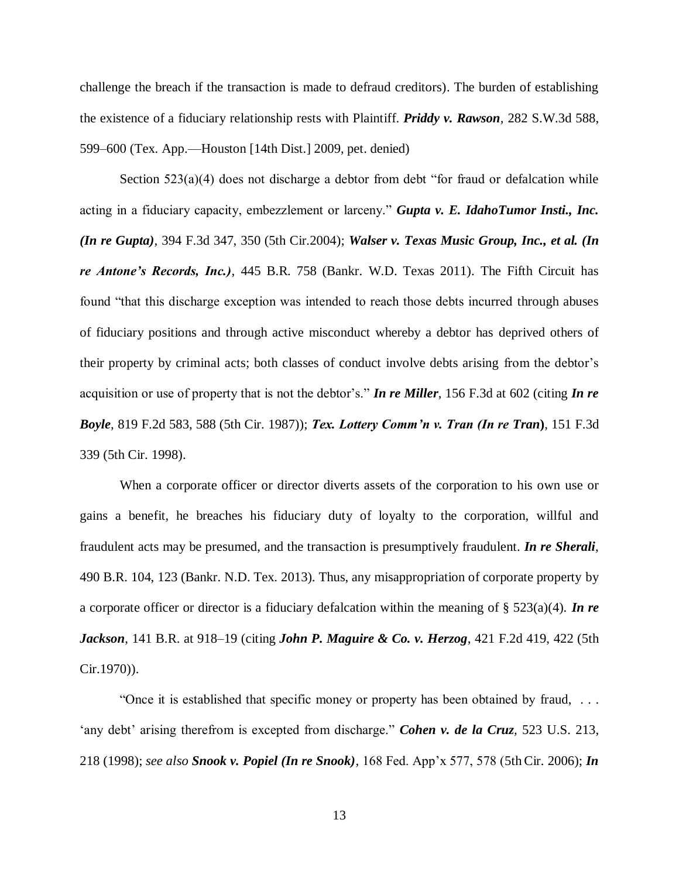challenge the breach if the transaction is made to defraud creditors). The burden of establishing the existence of a fiduciary relationship rests with Plaintiff. ***Priddy v. Rawson***, 282 S.W.3d 588, 599–600 (Tex. App.—Houston [14th Dist.] 2009, pet. denied)

Section 523(a)(4) does not discharge a debtor from debt "for fraud or defalcation while acting in a fiduciary capacity, embezzlement or larceny." ***Gupta v. E. IdahoTumor Insti., Inc. (In re Gupta)***, 394 F.3d 347, 350 (5th Cir.2004); ***Walser v. Texas Music Group, Inc., et al. (In re Antone's Records, Inc.)***, 445 B.R. 758 (Bankr. W.D. Texas 2011). The Fifth Circuit has found "that this discharge exception was intended to reach those debts incurred through abuses of fiduciary positions and through active misconduct whereby a debtor has deprived others of their property by criminal acts; both classes of conduct involve debts arising from the debtor's acquisition or use of property that is not the debtor's." ***In re Miller***, 156 F.3d at 602 (citing ***In re Boyle***, 819 F.2d 583, 588 (5th Cir. 1987)); ***Tex. Lottery Comm'n v. Tran (In re Tran)***, 151 F.3d 339 (5th Cir. 1998).

When a corporate officer or director diverts assets of the corporation to his own use or gains a benefit, he breaches his fiduciary duty of loyalty to the corporation, willful and fraudulent acts may be presumed, and the transaction is presumptively fraudulent. ***In re Sherali***, 490 B.R. 104, 123 (Bankr. N.D. Tex. 2013). Thus, any misappropriation of corporate property by a corporate officer or director is a fiduciary defalcation within the meaning of § 523(a)(4). ***In re Jackson***, 141 B.R. at 918–19 (citing ***John P. Maguire & Co. v. Herzog***, 421 F.2d 419, 422 (5th Cir.1970)).

"Once it is established that specific money or property has been obtained by fraud, . . . 'any debt' arising therefrom is excepted from discharge." ***Cohen v. de la Cruz***, 523 U.S. 213, 218 (1998); *see also* ***Snook v. Popiel (In re Snook)***, 168 Fed. App'x 577, 578 (5th Cir. 2006); ***In***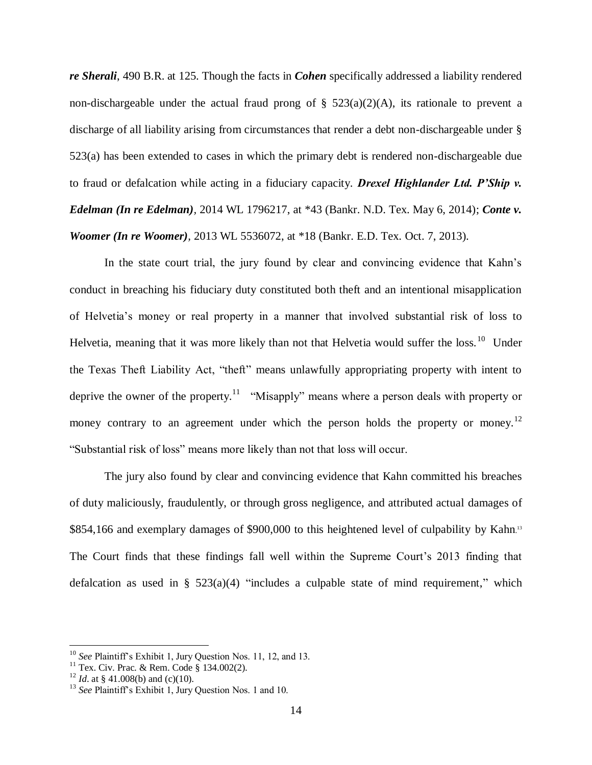*re Sherali*, 490 B.R. at 125. Though the facts in ***Cohen*** specifically addressed a liability rendered non-dischargeable under the actual fraud prong of § 523(a)(2)(A), its rationale to prevent a discharge of all liability arising from circumstances that render a debt non-dischargeable under § 523(a) has been extended to cases in which the primary debt is rendered non-dischargeable due to fraud or defalcation while acting in a fiduciary capacity. ***Drexel Highlander Ltd. P'Ship v. Edelman (In re Edelman)***, 2014 WL 1796217, at \*43 (Bankr. N.D. Tex. May 6, 2014); ***Conte v. Woomer (In re Woomer)***, 2013 WL 5536072, at \*18 (Bankr. E.D. Tex. Oct. 7, 2013).

In the state court trial, the jury found by clear and convincing evidence that Kahn's conduct in breaching his fiduciary duty constituted both theft and an intentional misapplication of Helvetia's money or real property in a manner that involved substantial risk of loss to Helvetia, meaning that it was more likely than not that Helvetia would suffer the loss.[10] Under the Texas Theft Liability Act, "theft" means unlawfully appropriating property with intent to deprive the owner of the property.[11] "Misapply" means where a person deals with property or money contrary to an agreement under which the person holds the property or money.[12] "Substantial risk of loss" means more likely than not that loss will occur.

The jury also found by clear and convincing evidence that Kahn committed his breaches of duty maliciously, fraudulently, or through gross negligence, and attributed actual damages of $854,166 and exemplary damages of $900,000 to this heightened level of culpability by Kahn.[13] The Court finds that these findings fall well within the Supreme Court's 2013 finding that defalcation as used in § 523(a)(4) "includes a culpable state of mind requirement," which

---

[10] *See* Plaintiff's Exhibit 1, Jury Question Nos. 11, 12, and 13.

[11] Tex. Civ. Prac. & Rem. Code § 134.002(2).

[12] *Id*. at § 41.008(b) and (c)(10).

[13] *See* Plaintiff's Exhibit 1, Jury Question Nos. 1 and 10.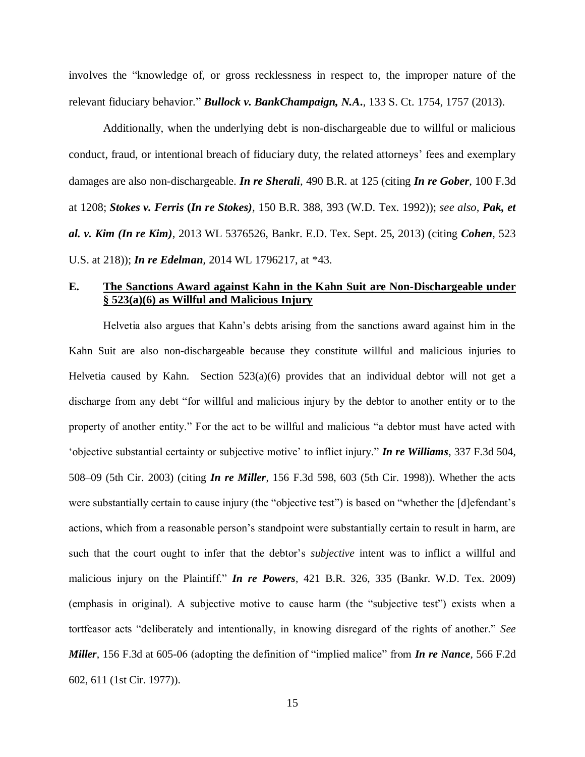involves the "knowledge of, or gross recklessness in respect to, the improper nature of the relevant fiduciary behavior." ***Bullock v. BankChampaign, N.A.***, 133 S. Ct. 1754, 1757 (2013).

Additionally, when the underlying debt is non-dischargeable due to willful or malicious conduct, fraud, or intentional breach of fiduciary duty, the related attorneys' fees and exemplary damages are also non-dischargeable. ***In re Sherali***, 490 B.R. at 125 (citing ***In re Gober***, 100 F.3d at 1208; ***Stokes v. Ferris* (*In re Stokes)***, 150 B.R. 388, 393 (W.D. Tex. 1992)); *see also,* ***Pak, et al. v. Kim (In re Kim)***, 2013 WL 5376526, Bankr. E.D. Tex. Sept. 25, 2013) (citing ***Cohen***, 523 U.S. at 218)); ***In re Edelman***, 2014 WL 1796217, at *43.

## E. <u>The Sanctions Award against Kahn in the Kahn Suit are Non-Dischargeable under § 523(a)(6) as Willful and Malicious Injury</u>

Helvetia also argues that Kahn's debts arising from the sanctions award against him in the Kahn Suit are also non-dischargeable because they constitute willful and malicious injuries to Helvetia caused by Kahn. Section 523(a)(6) provides that an individual debtor will not get a discharge from any debt "for willful and malicious injury by the debtor to another entity or to the property of another entity." For the act to be willful and malicious "a debtor must have acted with 'objective substantial certainty or subjective motive' to inflict injury." ***In re Williams***, 337 F.3d 504, 508–09 (5th Cir. 2003) (citing ***In re Miller***, 156 F.3d 598, 603 (5th Cir. 1998)). Whether the acts were substantially certain to cause injury (the "objective test") is based on "whether the [d]efendant's actions, which from a reasonable person's standpoint were substantially certain to result in harm, are such that the court ought to infer that the debtor's *subjective* intent was to inflict a willful and malicious injury on the Plaintiff." ***In re Powers***, 421 B.R. 326, 335 (Bankr. W.D. Tex. 2009) (emphasis in original). A subjective motive to cause harm (the "subjective test") exists when a tortfeasor acts "deliberately and intentionally, in knowing disregard of the rights of another." *See* ***Miller***, 156 F.3d at 605-06 (adopting the definition of "implied malice" from ***In re Nance***, 566 F.2d 602, 611 (1st Cir. 1977)).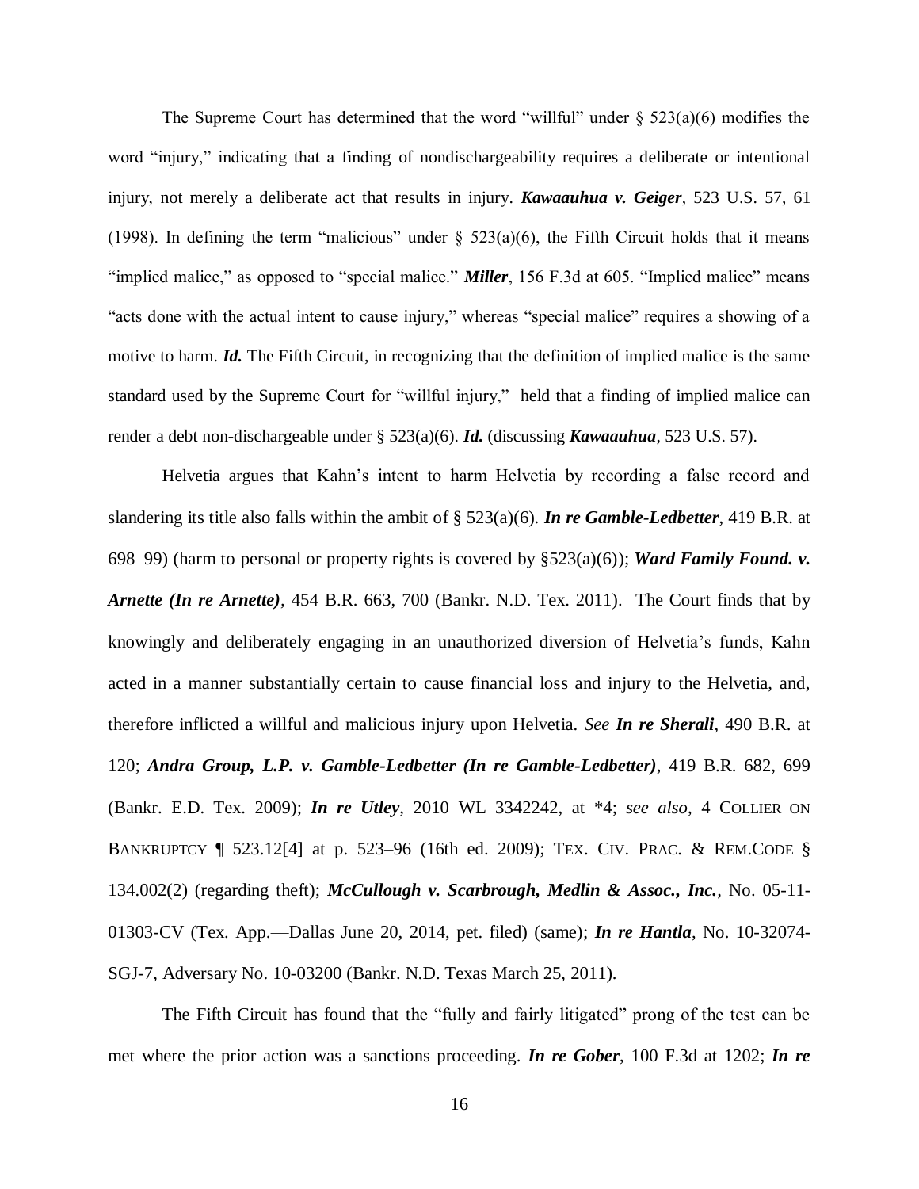The Supreme Court has determined that the word "willful" under § 523(a)(6) modifies the word "injury," indicating that a finding of nondischargeability requires a deliberate or intentional injury, not merely a deliberate act that results in injury. ***Kawaauhua v. Geiger***, 523 U.S. 57, 61 (1998). In defining the term "malicious" under § 523(a)(6), the Fifth Circuit holds that it means "implied malice," as opposed to "special malice." ***Miller***, 156 F.3d at 605. "Implied malice" means "acts done with the actual intent to cause injury," whereas "special malice" requires a showing of a motive to harm. ***Id.*** The Fifth Circuit, in recognizing that the definition of implied malice is the same standard used by the Supreme Court for "willful injury," held that a finding of implied malice can render a debt non-dischargeable under § 523(a)(6). ***Id.*** (discussing ***Kawaauhua***, 523 U.S. 57).

Helvetia argues that Kahn's intent to harm Helvetia by recording a false record and slandering its title also falls within the ambit of § 523(a)(6). ***In re Gamble-Ledbetter***, 419 B.R. at 698–99) (harm to personal or property rights is covered by §523(a)(6)); ***Ward Family Found. v. Arnette (In re Arnette)***, 454 B.R. 663, 700 (Bankr. N.D. Tex. 2011). The Court finds that by knowingly and deliberately engaging in an unauthorized diversion of Helvetia's funds, Kahn acted in a manner substantially certain to cause financial loss and injury to the Helvetia, and, therefore inflicted a willful and malicious injury upon Helvetia. *See* ***In re Sherali***, 490 B.R. at 120; ***Andra Group, L.P. v. Gamble-Ledbetter (In re Gamble-Ledbetter)***, 419 B.R. 682, 699 (Bankr. E.D. Tex. 2009); ***In re Utley***, 2010 WL 3342242, at *4; *see also*, 4 COLLIER ON BANKRUPTCY ¶ 523.12[4] at p. 523–96 (16th ed. 2009); TEX. CIV. PRAC. & REM.CODE § 134.002(2) (regarding theft); ***McCullough v. Scarbrough, Medlin & Assoc., Inc.***, No. 05-11-01303-CV (Tex. App.—Dallas June 20, 2014, pet. filed) (same); ***In re Hantla***, No. 10-32074-SGJ-7, Adversary No. 10-03200 (Bankr. N.D. Texas March 25, 2011).

The Fifth Circuit has found that the "fully and fairly litigated" prong of the test can be met where the prior action was a sanctions proceeding. ***In re Gober***, 100 F.3d at 1202; ***In re***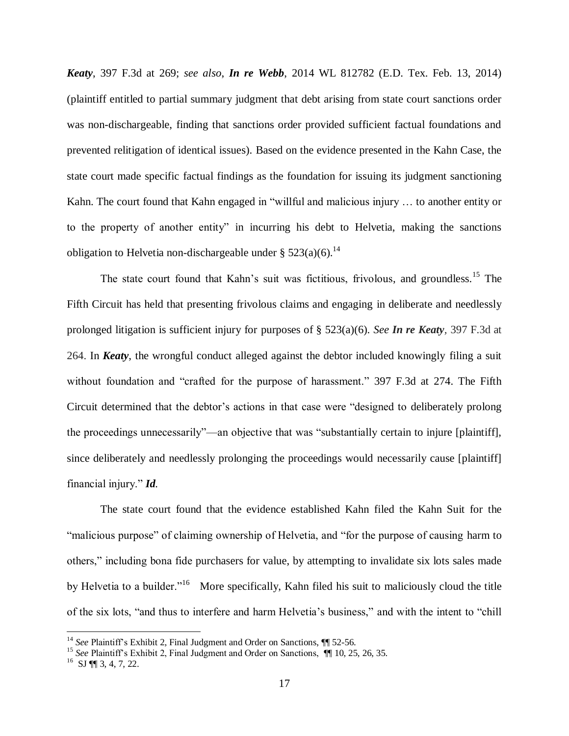***Keaty***, 397 F.3d at 269; *see also*, ***In re Webb***, 2014 WL 812782 (E.D. Tex. Feb. 13, 2014) (plaintiff entitled to partial summary judgment that debt arising from state court sanctions order was non-dischargeable, finding that sanctions order provided sufficient factual foundations and prevented relitigation of identical issues). Based on the evidence presented in the Kahn Case, the state court made specific factual findings as the foundation for issuing its judgment sanctioning Kahn. The court found that Kahn engaged in "willful and malicious injury … to another entity or to the property of another entity" in incurring his debt to Helvetia, making the sanctions obligation to Helvetia non-dischargeable under § 523(a)(6).[14]

The state court found that Kahn's suit was fictitious, frivolous, and groundless.[15] The Fifth Circuit has held that presenting frivolous claims and engaging in deliberate and needlessly prolonged litigation is sufficient injury for purposes of § 523(a)(6). *See* ***In re Keaty***, 397 F.3d at 264. In ***Keaty***, the wrongful conduct alleged against the debtor included knowingly filing a suit without foundation and "crafted for the purpose of harassment." 397 F.3d at 274. The Fifth Circuit determined that the debtor's actions in that case were "designed to deliberately prolong the proceedings unnecessarily"—an objective that was "substantially certain to injure [plaintiff], since deliberately and needlessly prolonging the proceedings would necessarily cause [plaintiff] financial injury." ***Id.***

The state court found that the evidence established Kahn filed the Kahn Suit for the "malicious purpose" of claiming ownership of Helvetia, and "for the purpose of causing harm to others," including bona fide purchasers for value, by attempting to invalidate six lots sales made by Helvetia to a builder."[16] More specifically, Kahn filed his suit to maliciously cloud the title of the six lots, "and thus to interfere and harm Helvetia's business," and with the intent to "chill

---

[14] *See* Plaintiff's Exhibit 2, Final Judgment and Order on Sanctions, ¶¶ 52-56.

[15] *See* Plaintiff's Exhibit 2, Final Judgment and Order on Sanctions, ¶¶ 10, 25, 26, 35.

[16] SJ ¶¶ 3, 4, 7, 22.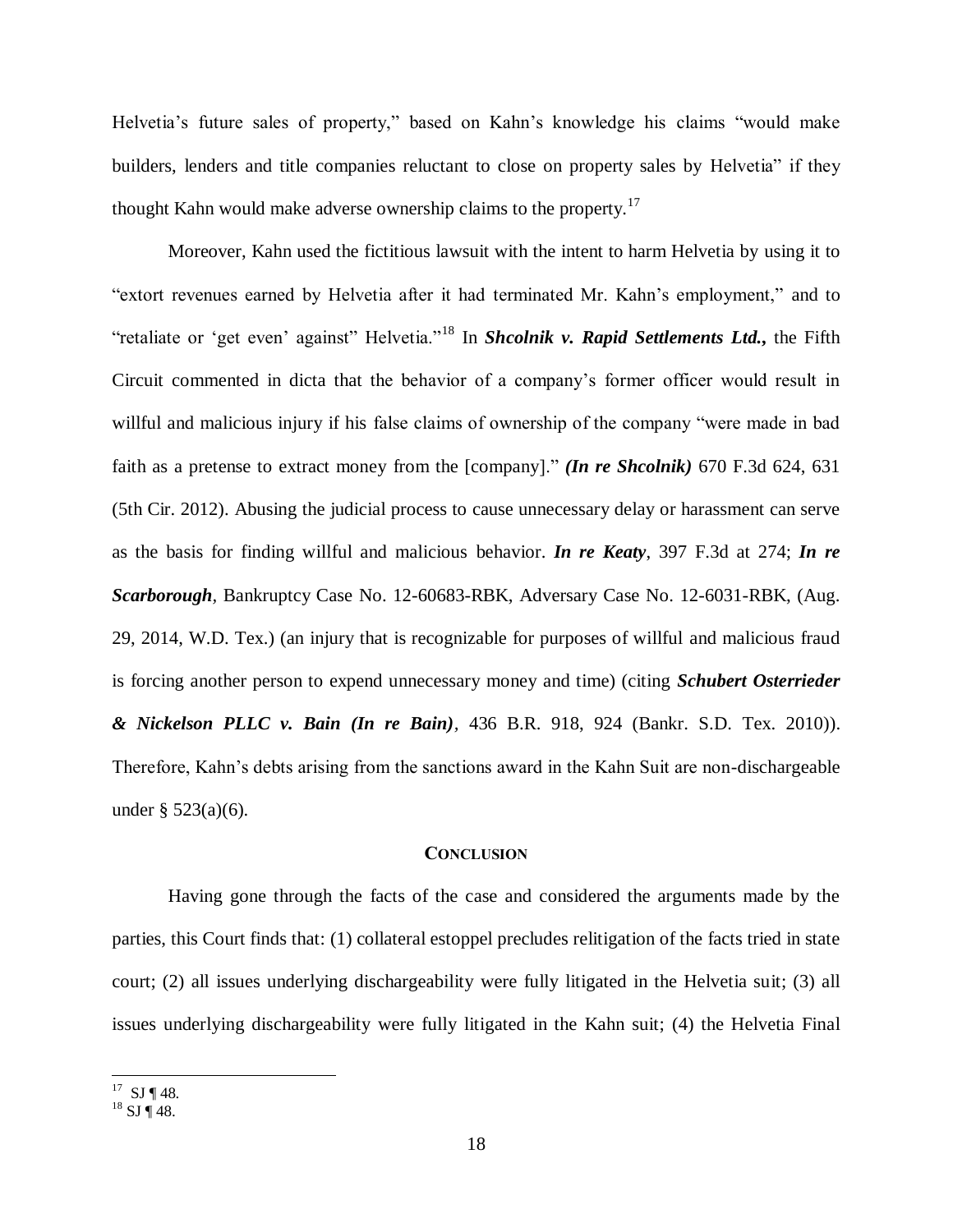Helvetia's future sales of property," based on Kahn's knowledge his claims "would make builders, lenders and title companies reluctant to close on property sales by Helvetia" if they thought Kahn would make adverse ownership claims to the property.[17]

Moreover, Kahn used the fictitious lawsuit with the intent to harm Helvetia by using it to "extort revenues earned by Helvetia after it had terminated Mr. Kahn's employment," and to "retaliate or 'get even' against" Helvetia."[18] In ***Shcolnik v. Rapid Settlements Ltd.,*** the Fifth Circuit commented in dicta that the behavior of a company's former officer would result in willful and malicious injury if his false claims of ownership of the company "were made in bad faith as a pretense to extract money from the [company]." ***(In re Shcolnik)*** 670 F.3d 624, 631 (5th Cir. 2012). Abusing the judicial process to cause unnecessary delay or harassment can serve as the basis for finding willful and malicious behavior. ***In re Keaty***, 397 F.3d at 274; ***In re Scarborough***, Bankruptcy Case No. 12-60683-RBK, Adversary Case No. 12-6031-RBK, (Aug. 29, 2014, W.D. Tex.) (an injury that is recognizable for purposes of willful and malicious fraud is forcing another person to expend unnecessary money and time) (citing ***Schubert Osterrieder & Nickelson PLLC v. Bain (In re Bain)***, 436 B.R. 918, 924 (Bankr. S.D. Tex. 2010)). Therefore, Kahn's debts arising from the sanctions award in the Kahn Suit are non-dischargeable under § 523(a)(6).

## CONCLUSION

Having gone through the facts of the case and considered the arguments made by the parties, this Court finds that: (1) collateral estoppel precludes relitigation of the facts tried in state court; (2) all issues underlying dischargeability were fully litigated in the Helvetia suit; (3) all issues underlying dischargeability were fully litigated in the Kahn suit; (4) the Helvetia Final

---

[17] SJ ¶ 48.

[18] SJ ¶ 48.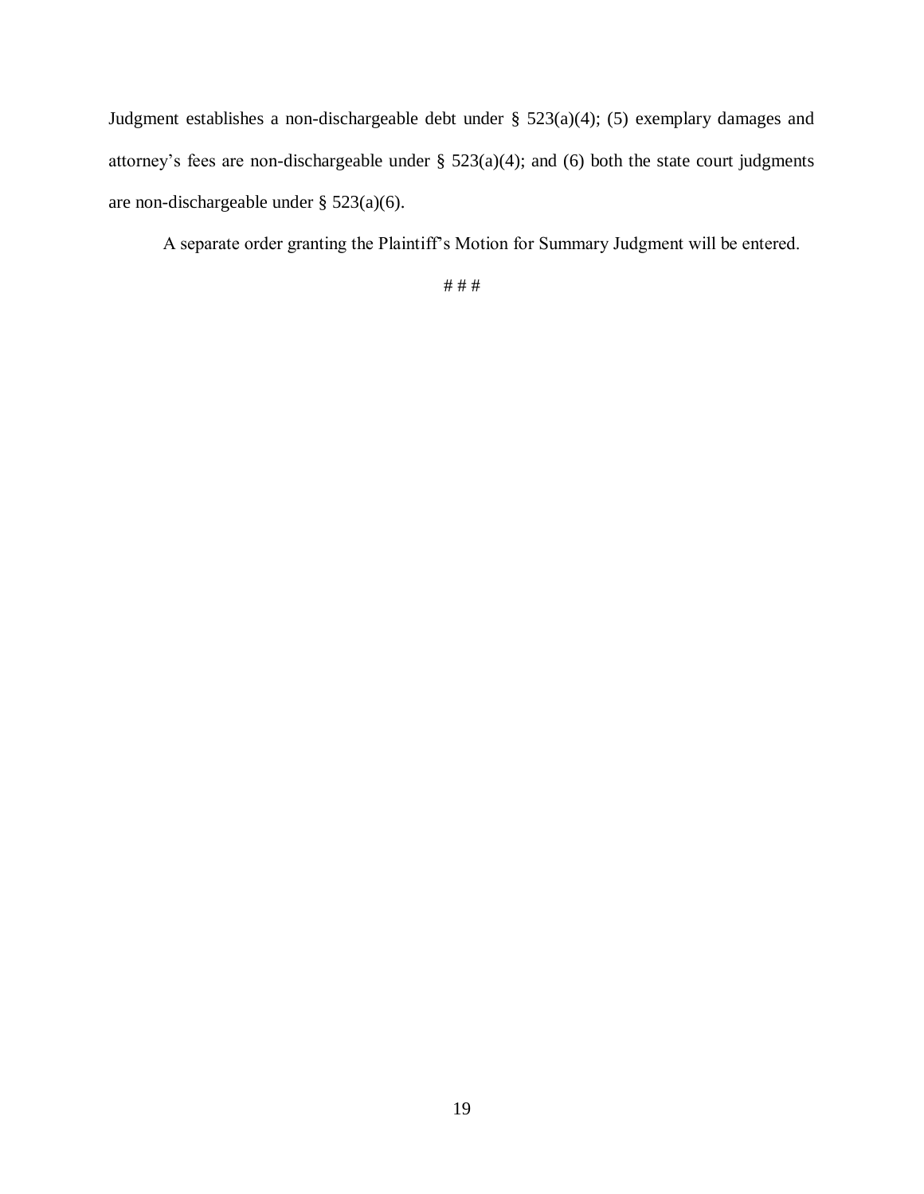Judgment establishes a non-dischargeable debt under § 523(a)(4); (5) exemplary damages and attorney's fees are non-dischargeable under § 523(a)(4); and (6) both the state court judgments are non-dischargeable under § 523(a)(6).

A separate order granting the Plaintiff's Motion for Summary Judgment will be entered.

# # #